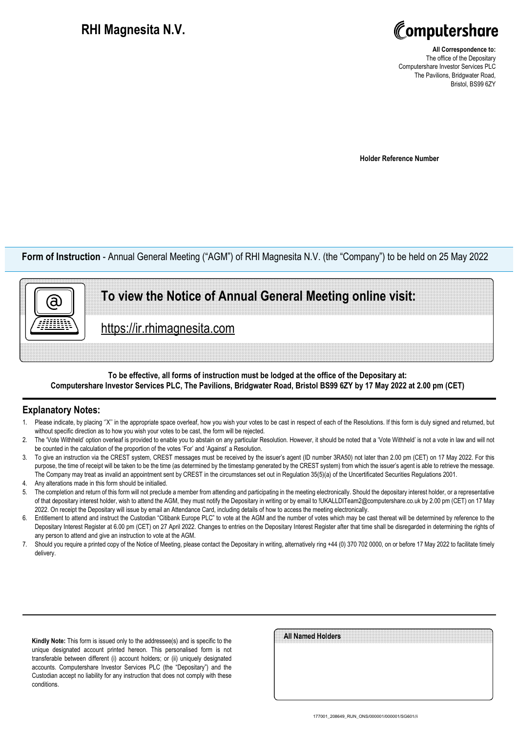# RHI Magnesita N.V.

Computershare

**All Correspondence to:**
The office of the Depositary
Computershare Investor Services PLC
The Pavilions, Bridgwater Road,
Bristol, BS99 6ZY

**Holder Reference Number**

**Form of Instruction** - Annual General Meeting ("AGM") of RHI Magnesita N.V. (the "Company") to be held on 25 May 2022

## To view the Notice of Annual General Meeting online visit:

https://ir.rhimagnesita.com

**To be effective, all forms of instruction must be lodged at the office of the Depositary at: Computershare Investor Services PLC, The Pavilions, Bridgwater Road, Bristol BS99 6ZY by 17 May 2022 at 2.00 pm (CET)**

## Explanatory Notes:

1. Please indicate, by placing "X" in the appropriate space overleaf, how you wish your votes to be cast in respect of each of the Resolutions. If this form is duly signed and returned, but without specific direction as to how you wish your votes to be cast, the form will be rejected.
2. The 'Vote Withheld' option overleaf is provided to enable you to abstain on any particular Resolution. However, it should be noted that a 'Vote Withheld' is not a vote in law and will not be counted in the calculation of the proportion of the votes 'For' and 'Against' a Resolution.
3. To give an instruction via the CREST system, CREST messages must be received by the issuer's agent (ID number 3RA50) not later than 2.00 pm (CET) on 17 May 2022. For this purpose, the time of receipt will be taken to be the time (as determined by the timestamp generated by the CREST system) from which the issuer's agent is able to retrieve the message. The Company may treat as invalid an appointment sent by CREST in the circumstances set out in Regulation 35(5)(a) of the Uncertificated Securities Regulations 2001.
4. Any alterations made in this form should be initialled.
5. The completion and return of this form will not preclude a member from attending and participating in the meeting electronically. Should the depositary interest holder, or a representative of that depositary interest holder, wish to attend the AGM, they must notify the Depositary in writing or by email to !UKALLDITeam2@computershare.co.uk by 2.00 pm (CET) on 17 May 2022. On receipt the Depositary will issue by email an Attendance Card, including details of how to access the meeting electronically.
6. Entitlement to attend and instruct the Custodian "Citibank Europe PLC" to vote at the AGM and the number of votes which may be cast thereat will be determined by reference to the Depositary Interest Register at 6.00 pm (CET) on 27 April 2022. Changes to entries on the Depositary Interest Register after that time shall be disregarded in determining the rights of any person to attend and give an instruction to vote at the AGM.
7. Should you require a printed copy of the Notice of Meeting, please contact the Depositary in writing, alternatively ring +44 (0) 370 702 0000, on or before 17 May 2022 to facilitate timely delivery.

**Kindly Note:** This form is issued only to the addressee(s) and is specific to the unique designated account printed hereon. This personalised form is not transferable between different (i) account holders; or (ii) uniquely designated accounts. Computershare Investor Services PLC (the "Depositary") and the Custodian accept no liability for any instruction that does not comply with these conditions.

**All Named Holders**

177001_208649_RUN_ONS/000001/000001/SG601//i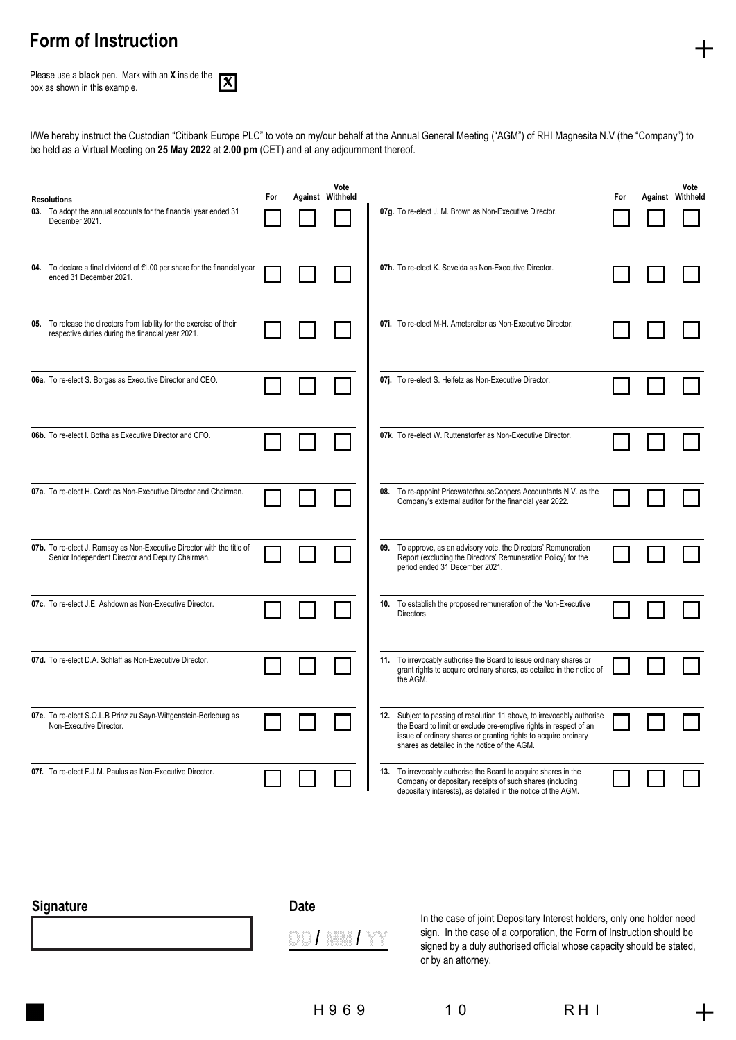# Form of Instruction

Please use a **black** pen. Mark with an **X** inside the box as shown in this example. [X]

I/We hereby instruct the Custodian "Citibank Europe PLC" to vote on my/our behalf at the Annual General Meeting ("AGM") of RHI Magnesita N.V (the "Company") to be held as a Virtual Meeting on **25 May 2022** at **2.00 pm** (CET) and at any adjournment thereof.

| Resolutions | For | Against | Vote Withheld |
|---|---|---|---|
| **03.** To adopt the annual accounts for the financial year ended 31 December 2021. | ☐ | ☐ | ☐ |
| **04.** To declare a final dividend of €1.00 per share for the financial year ended 31 December 2021. | ☐ | ☐ | ☐ |
| **05.** To release the directors from liability for the exercise of their respective duties during the financial year 2021. | ☐ | ☐ | ☐ |
| **06a.** To re-elect S. Borgas as Executive Director and CEO. | ☐ | ☐ | ☐ |
| **06b.** To re-elect I. Botha as Executive Director and CFO. | ☐ | ☐ | ☐ |
| **07a.** To re-elect H. Cordt as Non-Executive Director and Chairman. | ☐ | ☐ | ☐ |
| **07b.** To re-elect J. Ramsay as Non-Executive Director with the title of Senior Independent Director and Deputy Chairman. | ☐ | ☐ | ☐ |
| **07c.** To re-elect J.E. Ashdown as Non-Executive Director. | ☐ | ☐ | ☐ |
| **07d.** To re-elect D.A. Schlaff as Non-Executive Director. | ☐ | ☐ | ☐ |
| **07e.** To re-elect S.O.L.B Prinz zu Sayn-Wittgenstein-Berleburg as Non-Executive Director. | ☐ | ☐ | ☐ |
| **07f.** To re-elect F.J.M. Paulus as Non-Executive Director. | ☐ | ☐ | ☐ |
| **07g.** To re-elect J. M. Brown as Non-Executive Director. | ☐ | ☐ | ☐ |
| **07h.** To re-elect K. Sevelda as Non-Executive Director. | ☐ | ☐ | ☐ |
| **07i.** To re-elect M-H. Ametsreiter as Non-Executive Director. | ☐ | ☐ | ☐ |
| **07j.** To re-elect S. Heifetz as Non-Executive Director. | ☐ | ☐ | ☐ |
| **07k.** To re-elect W. Ruttenstorfer as Non-Executive Director. | ☐ | ☐ | ☐ |
| **08.** To re-appoint PricewaterhouseCoopers Accountants N.V. as the Company's external auditor for the financial year 2022. | ☐ | ☐ | ☐ |
| **09.** To approve, as an advisory vote, the Directors' Remuneration Report (excluding the Directors' Remuneration Policy) for the period ended 31 December 2021. | ☐ | ☐ | ☐ |
| **10.** To establish the proposed remuneration of the Non-Executive Directors. | ☐ | ☐ | ☐ |
| **11.** To irrevocably authorise the Board to issue ordinary shares or grant rights to acquire ordinary shares, as detailed in the notice of the AGM. | ☐ | ☐ | ☐ |
| **12.** Subject to passing of resolution 11 above, to irrevocably authorise the Board to limit or exclude pre-emptive rights in respect of an issue of ordinary shares or granting rights to acquire ordinary shares as detailed in the notice of the AGM. | ☐ | ☐ | ☐ |
| **13.** To irrevocably authorise the Board to acquire shares in the Company or depositary receipts of such shares (including depositary interests), as detailed in the notice of the AGM. | ☐ | ☐ | ☐ |

**Signature**

**Date**

DD / MM / YY

In the case of joint Depositary Interest holders, only one holder need sign. In the case of a corporation, the Form of Instruction should be signed by a duly authorised official whose capacity should be stated, or by an attorney.

H969 10 RHI